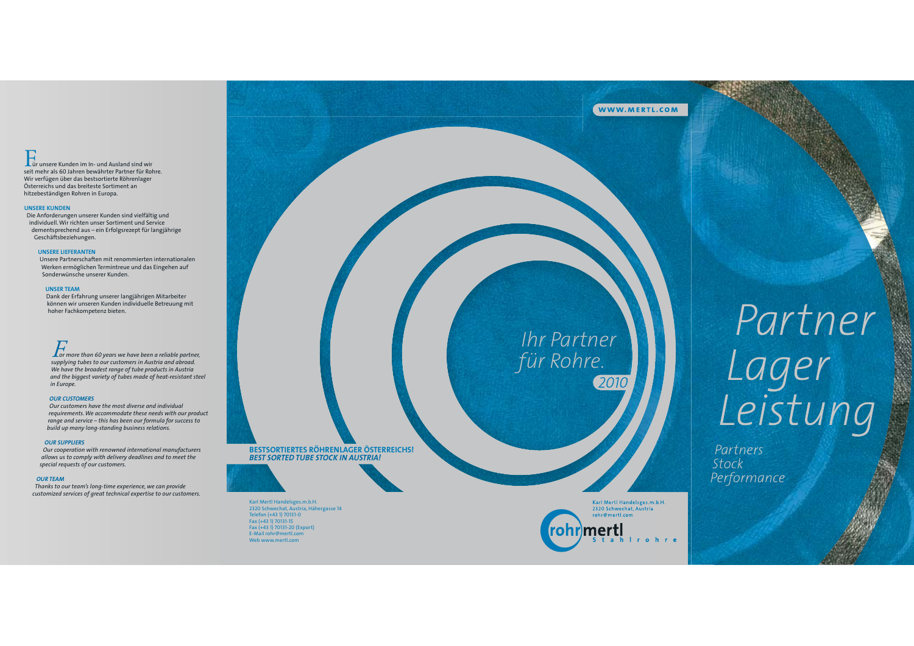Für unsere Kunden im In- und Ausland sind wir seit mehr als 60 Jahren bewährter Partner für Rohre. Wir verfügen über das bestsortierte Röhrenlager Österreichs und das breiteste Sortiment an hitzebeständigen Rohren in Europa.

**UNSERE KUNDEN**

Die Anforderungen unserer Kunden sind vielfältig und individuell. Wir richten unser Sortiment und Service dementsprechend aus – ein Erfolgsrezept für langjährige Geschäftsbeziehungen.

**UNSERE LIEFERANTEN**

Unsere Partnerschaften mit renommierten internationalen Werken ermöglichen Termintreue und das Eingehen auf Sonderwünsche unserer Kunden.

**UNSER TEAM**

Dank der Erfahrung unserer langjährigen Mitarbeiter können wir unseren Kunden individuelle Betreuung mit hoher Fachkompetenz bieten.

*For more than 60 years we have been a reliable partner, supplying tubes to our customers in Austria and abroad. We have the broadest range of tube products in Austria and the biggest variety of tubes made of heat-resistant steel in Europe.*

***OUR CUSTOMERS***

*Our customers have the most diverse and individual requirements. We accommodate these needs with our product range and service – this has been our formula for success to build up many long-standing business relations.*

***OUR SUPPLIERS***

*Our cooperation with renowned international manufacturers allows us to comply with delivery deadlines and to meet the special requests of our customers.*

***OUR TEAM***

*Thanks to our team's long-time experience, we can provide customized services of great technical expertise to our customers.*

*Ihr Partner für Rohre.*

*2010*

**BESTSORTIERTES RÖHRENLAGER ÖSTERREICHS!**
***BEST SORTED TUBE STOCK IN AUSTRIA!***

Karl Mertl Handelsges.m.b.H.
2320 Schwechat, Austria, Hähergasse 14
Telefon (+43 1) 70131-0
Fax (+43 1) 70131-15
Fax (+43 1) 70131-20 (Export)
E-Mail rohr@mertl.com
Web www.mertl.com

**WWW.MERTL.COM**

Karl Mertl Handelsges.m.b.H.
2320 Schwechat, Austria
rohr@mertl.com

rohrmertl
Stahlrohre

*Partner*
*Lager*
*Leistung*

*Partners*
*Stock*
*Performance*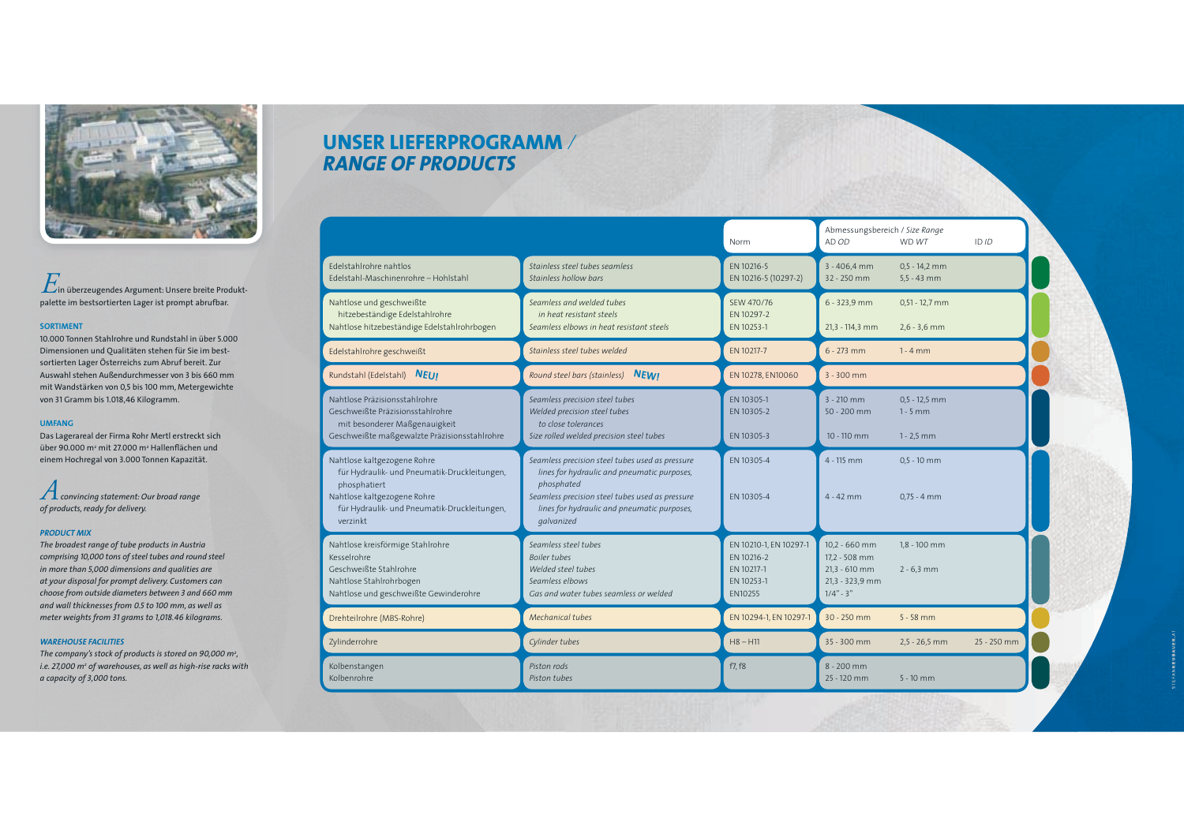*E*in überzeugendes Argument: Unsere breite Produktpalette im bestsortierten Lager ist prompt abrufbar.

**SORTIMENT**

10.000 Tonnen Stahlrohre und Rundstahl in über 5.000 Dimensionen und Qualitäten stehen für Sie im bestsortierten Lager Österreichs zum Abruf bereit. Zur Auswahl stehen Außendurchmesser von 3 bis 660 mm mit Wandstärken von 0,5 bis 100 mm, Metergewichte von 31 Gramm bis 1.018,46 Kilogramm.

**UMFANG**

Das Lagerareal der Firma Rohr Mertl erstreckt sich über 90.000 m² mit 27.000 m² Hallenflächen und einem Hochregal von 3.000 Tonnen Kapazität.

*A convincing statement: Our broad range of products, ready for delivery.*

***PRODUCT MIX***

*The broadest range of tube products in Austria comprising 10,000 tons of steel tubes and round steel in more than 5,000 dimensions and qualities are at your disposal for prompt delivery. Customers can choose from outside diameters between 3 and 660 mm and wall thicknesses from 0.5 to 100 mm, as well as meter weights from 31 grams to 1,018.46 kilograms.*

***WAREHOUSE FACILITIES***

*The company's stock of products is stored on 90,000 m², i.e. 27,000 m² of warehouses, as well as high-rise racks with a capacity of 3,000 tons.*

# UNSER LIEFERPROGRAMM / *RANGE OF PRODUCTS*

| | | Norm | Abmessungsbereich / *Size Range* AD *OD* | WD *WT* | ID *ID* |
|---|---|---|---|---|---|
| Edelstahlrohre nahtlos<br>Edelstahl-Maschinenrohre – Hohlstahl | *Stainless steel tubes seamless*<br>*Stainless hollow bars* | EN 10216-5<br>EN 10216-5 (10297-2) | 3 - 406,4 mm<br>32 - 250 mm | 0,5 - 14,2 mm<br>5,5 - 43 mm | |
| Nahtlose und geschweißte hitzebeständige Edelstahlrohre<br>Nahtlose hitzebeständige Edelstahlrohrbogen | *Seamless and welded tubes in heat resistant steels*<br>*Seamless elbows in heat resistant steels* | SEW 470/76<br>EN 10297-2<br>EN 10253-1 | 6 - 323,9 mm<br>21,3 - 114,3 mm | 0,51 - 12,7 mm<br>2,6 - 3,6 mm | |
| Edelstahlrohre geschweißt | *Stainless steel tubes welded* | EN 10217-7 | 6 - 273 mm | 1 - 4 mm | |
| Rundstahl (Edelstahl) ***NEU!*** | *Round steel bars (stainless)* ***NEW!*** | EN 10278, EN10060 | 3 - 300 mm | | |
| Nahtlose Präzisionsstahlrohre<br>Geschweißte Präzisionsstahlrohre mit besonderer Maßgenauigkeit<br>Geschweißte maßgewalzte Präzisionsstahlrohre | *Seamless precision steel tubes*<br>*Welded precision steel tubes to close tolerances*<br>*Size rolled welded precision steel tubes* | EN 10305-1<br>EN 10305-2<br>EN 10305-3 | 3 - 210 mm<br>50 - 200 mm<br>10 - 110 mm | 0,5 - 12,5 mm<br>1 - 5 mm<br>1 - 2,5 mm | |
| Nahtlose kaltgezogene Rohre für Hydraulik- und Pneumatik-Druckleitungen, phosphatiert<br>Nahtlose kaltgezogene Rohre für Hydraulik- und Pneumatik-Druckleitungen, verzinkt | *Seamless precision steel tubes used as pressure lines for hydraulic and pneumatic purposes, phosphated*<br>*Seamless precision steel tubes used as pressure lines for hydraulic and pneumatic purposes, galvanized* | EN 10305-4<br>EN 10305-4 | 4 - 115 mm<br>4 - 42 mm | 0,5 - 10 mm<br>0,75 - 4 mm | |
| Nahtlose kreisförmige Stahlrohre<br>Kesselrohre<br>Geschweißte Stahlrohre<br>Nahtlose Stahlrohrbogen<br>Nahtlose und geschweißte Gewinderohre | *Seamless steel tubes*<br>*Boiler tubes*<br>*Welded steel tubes*<br>*Seamless elbows*<br>*Gas and water tubes seamless or welded* | EN 10210-1, EN 10297-1<br>EN 10216-2<br>EN 10217-1<br>EN 10253-1<br>EN10255 | 10,2 - 660 mm<br>17,2 - 508 mm<br>21,3 - 610 mm<br>21,3 - 323,9 mm<br>1/4" - 3" | 1,8 - 100 mm<br>2 - 6,3 mm | |
| Drehteilrohre (MBS-Rohre) | *Mechanical tubes* | EN 10294-1, EN 10297-1 | 30 - 250 mm | 5 - 58 mm | |
| Zylinderrohre | *Cylinder tubes* | H8 – H11 | 35 - 300 mm | 2,5 - 26,5 mm | 25 - 250 mm |
| Kolbenstangen<br>Kolbenrohre | *Piston rods*<br>*Piston tubes* | f7, f8 | 8 - 200 mm<br>25 - 120 mm | 5 - 10 mm | |